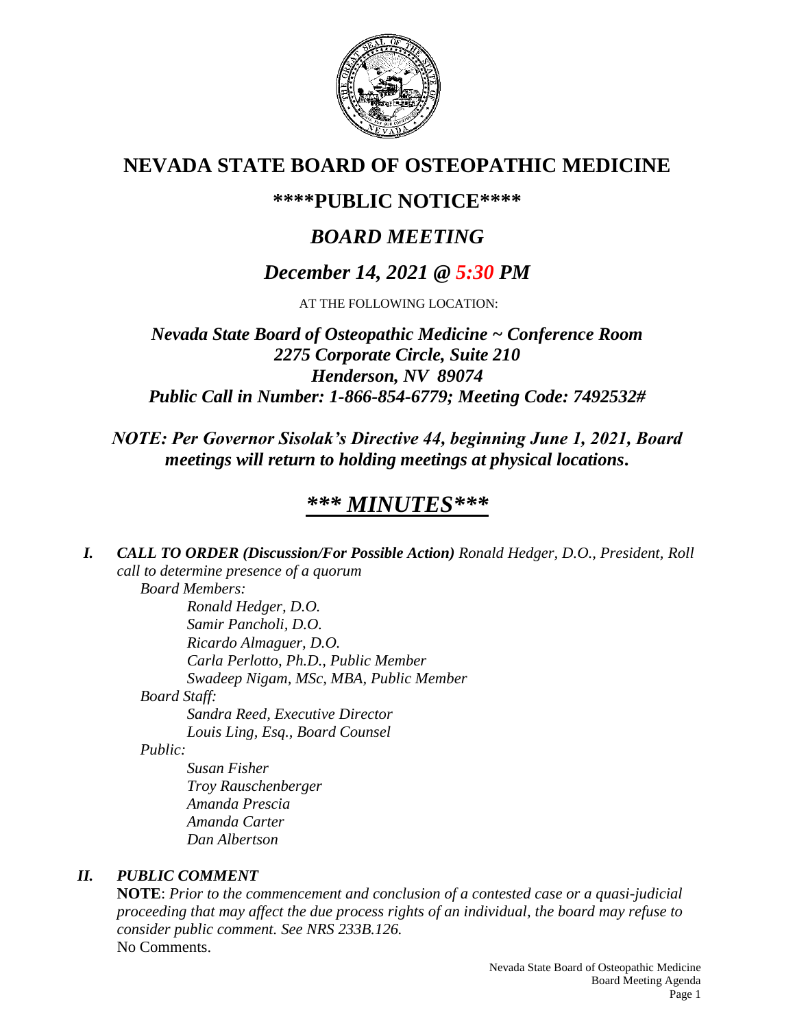# NEVADA STATE BOARD OF OSTEOPATHIC MEDICINE

## ****PUBLIC NOTICE****

## *BOARD MEETING*

## *December 14, 2021 @ 5:30 PM*

AT THE FOLLOWING LOCATION:

***Nevada State Board of Osteopathic Medicine ~ Conference Room***
***2275 Corporate Circle, Suite 210***
***Henderson, NV 89074***
***Public Call in Number: 1-866-854-6779; Meeting Code: 7492532#***

***NOTE: Per Governor Sisolak's Directive 44, beginning June 1, 2021, Board meetings will return to holding meetings at physical locations.***

# *\*\*\* MINUTES\*\*\**

***I. CALL TO ORDER (Discussion/For Possible Action)*** *Ronald Hedger, D.O., President, Roll call to determine presence of a quorum*

*Board Members:*

*Ronald Hedger, D.O.*
*Samir Pancholi, D.O.*
*Ricardo Almaguer, D.O.*
*Carla Perlotto, Ph.D., Public Member*
*Swadeep Nigam, MSc, MBA, Public Member*

*Board Staff:*

*Sandra Reed, Executive Director*
*Louis Ling, Esq., Board Counsel*

*Public:*

*Susan Fisher*
*Troy Rauschenberger*
*Amanda Prescia*
*Amanda Carter*
*Dan Albertson*

***II. PUBLIC COMMENT***

**NOTE**: *Prior to the commencement and conclusion of a contested case or a quasi-judicial proceeding that may affect the due process rights of an individual, the board may refuse to consider public comment. See NRS 233B.126.*

No Comments.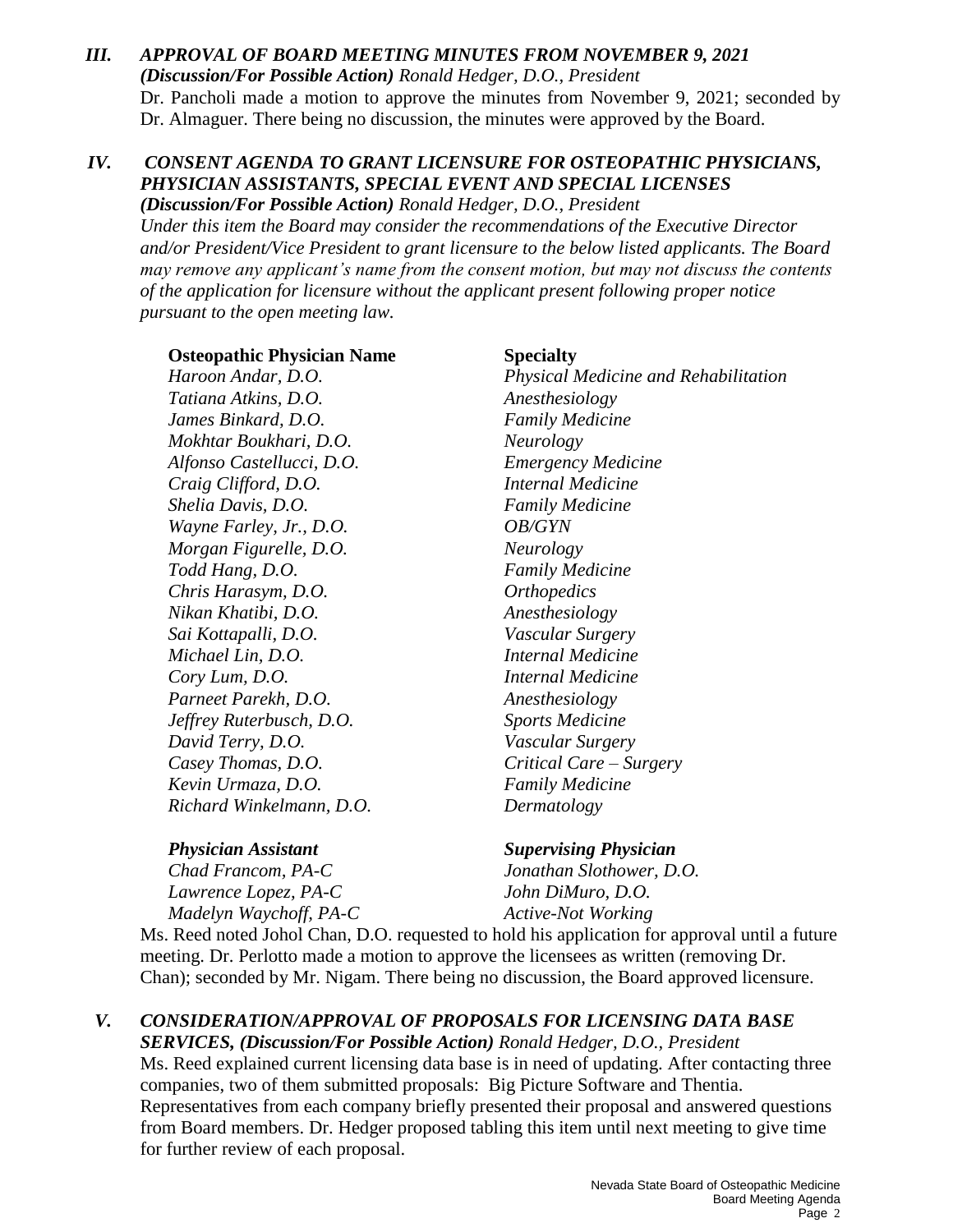### *III. APPROVAL OF BOARD MEETING MINUTES FROM NOVEMBER 9, 2021*

***(Discussion/For Possible Action)*** *Ronald Hedger, D.O., President*

Dr. Pancholi made a motion to approve the minutes from November 9, 2021; seconded by Dr. Almaguer. There being no discussion, the minutes were approved by the Board.

### *IV. CONSENT AGENDA TO GRANT LICENSURE FOR OSTEOPATHIC PHYSICIANS, PHYSICIAN ASSISTANTS, SPECIAL EVENT AND SPECIAL LICENSES*

***(Discussion/For Possible Action)*** *Ronald Hedger, D.O., President*

*Under this item the Board may consider the recommendations of the Executive Director and/or President/Vice President to grant licensure to the below listed applicants. The Board may remove any applicant's name from the consent motion, but may not discuss the contents of the application for licensure without the applicant present following proper notice pursuant to the open meeting law.*

| **Osteopathic Physician Name** | **Specialty** |
|---|---|
| *Haroon Andar, D.O.* | *Physical Medicine and Rehabilitation* |
| *Tatiana Atkins, D.O.* | *Anesthesiology* |
| *James Binkard, D.O.* | *Family Medicine* |
| *Mokhtar Boukhari, D.O.* | *Neurology* |
| *Alfonso Castellucci, D.O.* | *Emergency Medicine* |
| *Craig Clifford, D.O.* | *Internal Medicine* |
| *Shelia Davis, D.O.* | *Family Medicine* |
| *Wayne Farley, Jr., D.O.* | *OB/GYN* |
| *Morgan Figurelle, D.O.* | *Neurology* |
| *Todd Hang, D.O.* | *Family Medicine* |
| *Chris Harasym, D.O.* | *Orthopedics* |
| *Nikan Khatibi, D.O.* | *Anesthesiology* |
| *Sai Kottapalli, D.O.* | *Vascular Surgery* |
| *Michael Lin, D.O.* | *Internal Medicine* |
| *Cory Lum, D.O.* | *Internal Medicine* |
| *Parneet Parekh, D.O.* | *Anesthesiology* |
| *Jeffrey Ruterbusch, D.O.* | *Sports Medicine* |
| *David Terry, D.O.* | *Vascular Surgery* |
| *Casey Thomas, D.O.* | *Critical Care – Surgery* |
| *Kevin Urmaza, D.O.* | *Family Medicine* |
| *Richard Winkelmann, D.O.* | *Dermatology* |

| ***Physician Assistant*** | ***Supervising Physician*** |
|---|---|
| *Chad Francom, PA-C* | *Jonathan Slothower, D.O.* |
| *Lawrence Lopez, PA-C* | *John DiMuro, D.O.* |
| *Madelyn Waychoff, PA-C* | *Active-Not Working* |

Ms. Reed noted Johol Chan, D.O. requested to hold his application for approval until a future meeting. Dr. Perlotto made a motion to approve the licensees as written (removing Dr. Chan); seconded by Mr. Nigam. There being no discussion, the Board approved licensure.

### *V. CONSIDERATION/APPROVAL OF PROPOSALS FOR LICENSING DATA BASE SERVICES, (Discussion/For Possible Action)* *Ronald Hedger, D.O., President*

Ms. Reed explained current licensing data base is in need of updating. After contacting three companies, two of them submitted proposals: Big Picture Software and Thentia. Representatives from each company briefly presented their proposal and answered questions from Board members. Dr. Hedger proposed tabling this item until next meeting to give time for further review of each proposal.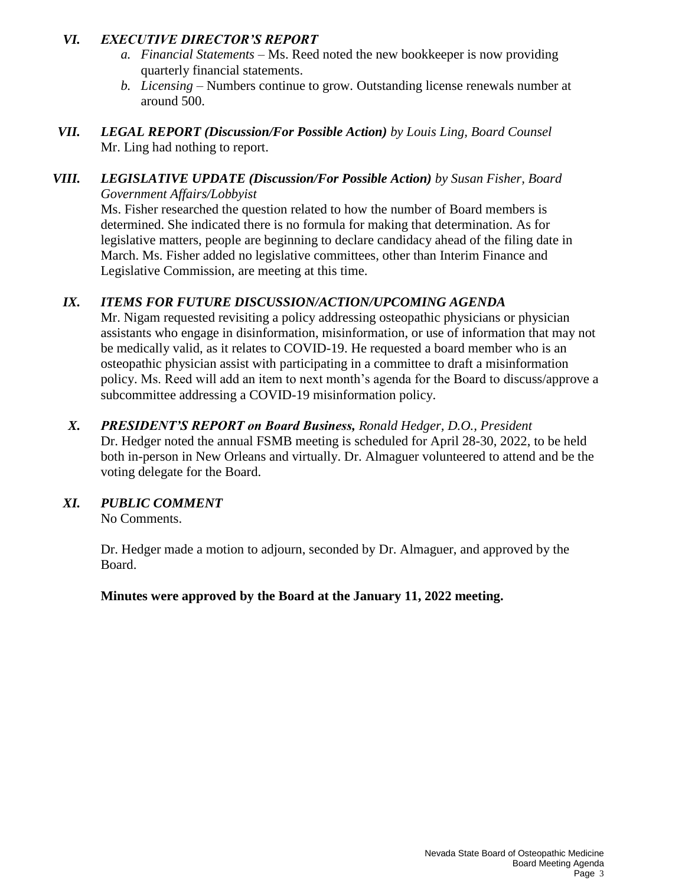### *VI. EXECUTIVE DIRECTOR'S REPORT*

- *a. Financial Statements* – Ms. Reed noted the new bookkeeper is now providing quarterly financial statements.
- *b. Licensing* – Numbers continue to grow. Outstanding license renewals number at around 500.

### *VII. LEGAL REPORT (Discussion/For Possible Action) by Louis Ling, Board Counsel*

Mr. Ling had nothing to report.

### *VIII. LEGISLATIVE UPDATE (Discussion/For Possible Action) by Susan Fisher, Board Government Affairs/Lobbyist*

Ms. Fisher researched the question related to how the number of Board members is determined. She indicated there is no formula for making that determination. As for legislative matters, people are beginning to declare candidacy ahead of the filing date in March. Ms. Fisher added no legislative committees, other than Interim Finance and Legislative Commission, are meeting at this time.

### *IX. ITEMS FOR FUTURE DISCUSSION/ACTION/UPCOMING AGENDA*

Mr. Nigam requested revisiting a policy addressing osteopathic physicians or physician assistants who engage in disinformation, misinformation, or use of information that may not be medically valid, as it relates to COVID-19. He requested a board member who is an osteopathic physician assist with participating in a committee to draft a misinformation policy. Ms. Reed will add an item to next month's agenda for the Board to discuss/approve a subcommittee addressing a COVID-19 misinformation policy.

### *X. PRESIDENT'S REPORT on Board Business, Ronald Hedger, D.O., President*

Dr. Hedger noted the annual FSMB meeting is scheduled for April 28-30, 2022, to be held both in-person in New Orleans and virtually. Dr. Almaguer volunteered to attend and be the voting delegate for the Board.

### *XI. PUBLIC COMMENT*

No Comments.

Dr. Hedger made a motion to adjourn, seconded by Dr. Almaguer, and approved by the Board.

**Minutes were approved by the Board at the January 11, 2022 meeting.**